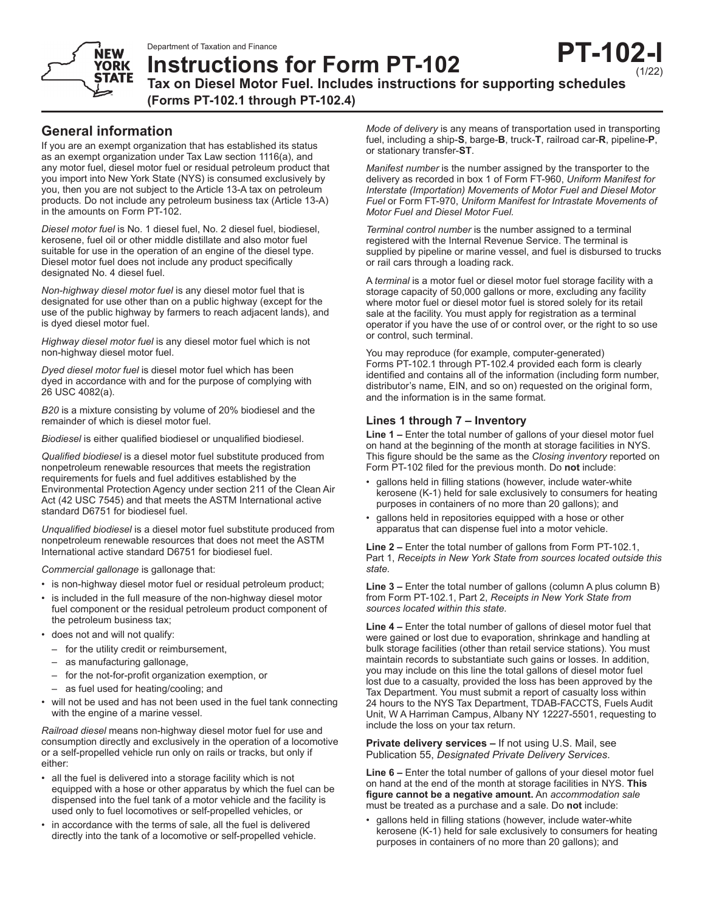Department of Taxation and Finance

# Instructions for Form PT-102

**PT-102-I** (1/22)

**Tax on Diesel Motor Fuel. Includes instructions for supporting schedules (Forms PT-102.1 through PT-102.4)**

## General information

If you are an exempt organization that has established its status as an exempt organization under Tax Law section 1116(a), and any motor fuel, diesel motor fuel or residual petroleum product that you import into New York State (NYS) is consumed exclusively by you, then you are not subject to the Article 13-A tax on petroleum products. Do not include any petroleum business tax (Article 13-A) in the amounts on Form PT-102.

*Diesel motor fuel* is No. 1 diesel fuel, No. 2 diesel fuel, biodiesel, kerosene, fuel oil or other middle distillate and also motor fuel suitable for use in the operation of an engine of the diesel type. Diesel motor fuel does not include any product specifically designated No. 4 diesel fuel.

*Non-highway diesel motor fuel* is any diesel motor fuel that is designated for use other than on a public highway (except for the use of the public highway by farmers to reach adjacent lands), and is dyed diesel motor fuel.

*Highway diesel motor fuel* is any diesel motor fuel which is not non-highway diesel motor fuel.

*Dyed diesel motor fuel* is diesel motor fuel which has been dyed in accordance with and for the purpose of complying with 26 USC 4082(a).

*B20* is a mixture consisting by volume of 20% biodiesel and the remainder of which is diesel motor fuel.

*Biodiesel* is either qualified biodiesel or unqualified biodiesel.

*Qualified biodiesel* is a diesel motor fuel substitute produced from nonpetroleum renewable resources that meets the registration requirements for fuels and fuel additives established by the Environmental Protection Agency under section 211 of the Clean Air Act (42 USC 7545) and that meets the ASTM International active standard D6751 for biodiesel fuel.

*Unqualified biodiesel* is a diesel motor fuel substitute produced from nonpetroleum renewable resources that does not meet the ASTM International active standard D6751 for biodiesel fuel.

*Commercial gallonage* is gallonage that:

- is non-highway diesel motor fuel or residual petroleum product;
- is included in the full measure of the non-highway diesel motor fuel component or the residual petroleum product component of the petroleum business tax;
- does not and will not qualify:
  - for the utility credit or reimbursement,
  - as manufacturing gallonage,
  - for the not-for-profit organization exemption, or
  - as fuel used for heating/cooling; and
- will not be used and has not been used in the fuel tank connecting with the engine of a marine vessel.

*Railroad diesel* means non-highway diesel motor fuel for use and consumption directly and exclusively in the operation of a locomotive or a self-propelled vehicle run only on rails or tracks, but only if either:

- all the fuel is delivered into a storage facility which is not equipped with a hose or other apparatus by which the fuel can be dispensed into the fuel tank of a motor vehicle and the facility is used only to fuel locomotives or self-propelled vehicles, or
- in accordance with the terms of sale, all the fuel is delivered directly into the tank of a locomotive or self-propelled vehicle.

*Mode of delivery* is any means of transportation used in transporting fuel, including a ship-**S**, barge-**B**, truck-**T**, railroad car-**R**, pipeline-**P**, or stationary transfer-**ST**.

*Manifest number* is the number assigned by the transporter to the delivery as recorded in box 1 of Form FT-960, *Uniform Manifest for Interstate (Importation) Movements of Motor Fuel and Diesel Motor Fuel* or Form FT-970, *Uniform Manifest for Intrastate Movements of Motor Fuel and Diesel Motor Fuel.*

*Terminal control number* is the number assigned to a terminal registered with the Internal Revenue Service. The terminal is supplied by pipeline or marine vessel, and fuel is disbursed to trucks or rail cars through a loading rack.

A *terminal* is a motor fuel or diesel motor fuel storage facility with a storage capacity of 50,000 gallons or more, excluding any facility where motor fuel or diesel motor fuel is stored solely for its retail sale at the facility. You must apply for registration as a terminal operator if you have the use of or control over, or the right to so use or control, such terminal.

You may reproduce (for example, computer-generated) Forms PT-102.1 through PT-102.4 provided each form is clearly identified and contains all of the information (including form number, distributor's name, EIN, and so on) requested on the original form, and the information is in the same format.

### Lines 1 through 7 – Inventory

**Line 1 –** Enter the total number of gallons of your diesel motor fuel on hand at the beginning of the month at storage facilities in NYS. This figure should be the same as the *Closing inventory* reported on Form PT-102 filed for the previous month. Do **not** include:

- gallons held in filling stations (however, include water-white kerosene (K-1) held for sale exclusively to consumers for heating purposes in containers of no more than 20 gallons); and
- gallons held in repositories equipped with a hose or other apparatus that can dispense fuel into a motor vehicle.

**Line 2 –** Enter the total number of gallons from Form PT-102.1, Part 1, *Receipts in New York State from sources located outside this state.*

**Line 3 –** Enter the total number of gallons (column A plus column B) from Form PT-102.1, Part 2, *Receipts in New York State from sources located within this state.*

**Line 4 –** Enter the total number of gallons of diesel motor fuel that were gained or lost due to evaporation, shrinkage and handling at bulk storage facilities (other than retail service stations). You must maintain records to substantiate such gains or losses. In addition, you may include on this line the total gallons of diesel motor fuel lost due to a casualty, provided the loss has been approved by the Tax Department. You must submit a report of casualty loss within 24 hours to the NYS Tax Department, TDAB-FACCTS, Fuels Audit Unit, W A Harriman Campus, Albany NY 12227-5501, requesting to include the loss on your tax return.

**Private delivery services –** If not using U.S. Mail, see Publication 55, *Designated Private Delivery Services*.

**Line 6 –** Enter the total number of gallons of your diesel motor fuel on hand at the end of the month at storage facilities in NYS. **This figure cannot be a negative amount.** An *accommodation sale* must be treated as a purchase and a sale. Do **not** include:

- gallons held in filling stations (however, include water-white kerosene (K-1) held for sale exclusively to consumers for heating purposes in containers of no more than 20 gallons); and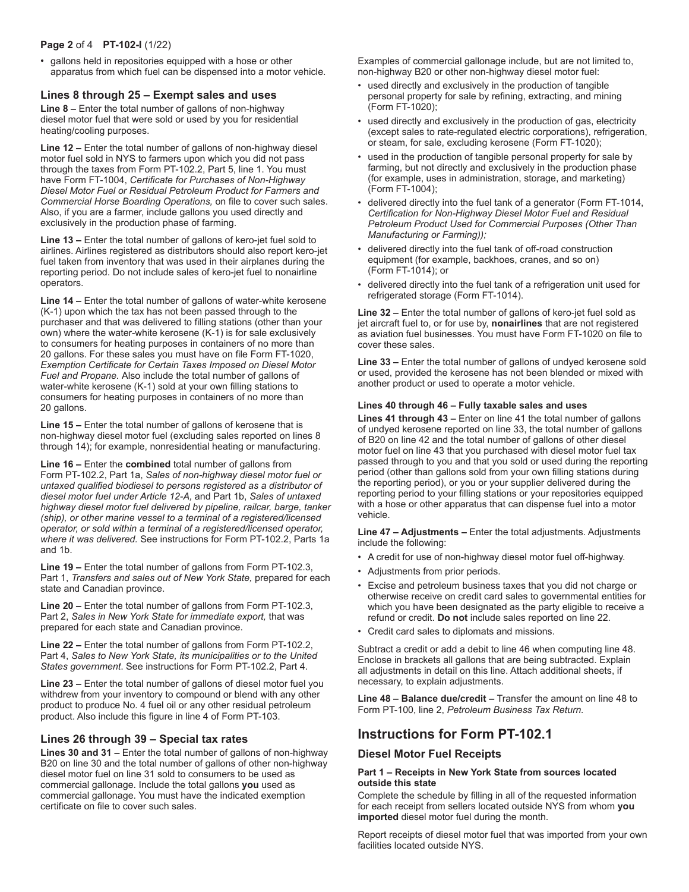- gallons held in repositories equipped with a hose or other apparatus from which fuel can be dispensed into a motor vehicle.

### Lines 8 through 25 – Exempt sales and uses

**Line 8 –** Enter the total number of gallons of non-highway diesel motor fuel that were sold or used by you for residential heating/cooling purposes.

**Line 12 –** Enter the total number of gallons of non-highway diesel motor fuel sold in NYS to farmers upon which you did not pass through the taxes from Form PT-102.2, Part 5, line 1. You must have Form FT-1004, *Certificate for Purchases of Non-Highway Diesel Motor Fuel or Residual Petroleum Product for Farmers and Commercial Horse Boarding Operations,* on file to cover such sales. Also, if you are a farmer, include gallons you used directly and exclusively in the production phase of farming.

**Line 13 –** Enter the total number of gallons of kero-jet fuel sold to airlines. Airlines registered as distributors should also report kero-jet fuel taken from inventory that was used in their airplanes during the reporting period. Do not include sales of kero-jet fuel to nonairline operators.

**Line 14 –** Enter the total number of gallons of water-white kerosene (K-1) upon which the tax has not been passed through to the purchaser and that was delivered to filling stations (other than your own) where the water-white kerosene (K-1) is for sale exclusively to consumers for heating purposes in containers of no more than 20 gallons. For these sales you must have on file Form FT-1020, *Exemption Certificate for Certain Taxes Imposed on Diesel Motor Fuel and Propane.* Also include the total number of gallons of water-white kerosene (K-1) sold at your own filling stations to consumers for heating purposes in containers of no more than 20 gallons.

**Line 15 –** Enter the total number of gallons of kerosene that is non-highway diesel motor fuel (excluding sales reported on lines 8 through 14); for example, nonresidential heating or manufacturing.

**Line 16 –** Enter the **combined** total number of gallons from Form PT-102.2, Part 1a, *Sales of non-highway diesel motor fuel or untaxed qualified biodiesel to persons registered as a distributor of diesel motor fuel under Article 12-A,* and Part 1b, *Sales of untaxed highway diesel motor fuel delivered by pipeline, railcar, barge, tanker (ship), or other marine vessel to a terminal of a registered/licensed operator, or sold within a terminal of a registered/licensed operator, where it was delivered.* See instructions for Form PT-102.2, Parts 1a and 1b.

**Line 19 –** Enter the total number of gallons from Form PT-102.3, Part 1, *Transfers and sales out of New York State,* prepared for each state and Canadian province.

**Line 20 –** Enter the total number of gallons from Form PT-102.3, Part 2, *Sales in New York State for immediate export,* that was prepared for each state and Canadian province.

**Line 22 –** Enter the total number of gallons from Form PT-102.2, Part 4, *Sales to New York State, its municipalities or to the United States government*. See instructions for Form PT-102.2, Part 4.

**Line 23 –** Enter the total number of gallons of diesel motor fuel you withdrew from your inventory to compound or blend with any other product to produce No. 4 fuel oil or any other residual petroleum product. Also include this figure in line 4 of Form PT-103.

### Lines 26 through 39 – Special tax rates

**Lines 30 and 31 –** Enter the total number of gallons of non-highway B20 on line 30 and the total number of gallons of other non-highway diesel motor fuel on line 31 sold to consumers to be used as commercial gallonage. Include the total gallons **you** used as commercial gallonage. You must have the indicated exemption certificate on file to cover such sales.

Examples of commercial gallonage include, but are not limited to, non-highway B20 or other non-highway diesel motor fuel:

- used directly and exclusively in the production of tangible personal property for sale by refining, extracting, and mining (Form FT-1020);
- used directly and exclusively in the production of gas, electricity (except sales to rate-regulated electric corporations), refrigeration, or steam, for sale, excluding kerosene (Form FT-1020);
- used in the production of tangible personal property for sale by farming, but not directly and exclusively in the production phase (for example, uses in administration, storage, and marketing) (Form FT-1004);
- delivered directly into the fuel tank of a generator (Form FT-1014, *Certification for Non-Highway Diesel Motor Fuel and Residual Petroleum Product Used for Commercial Purposes (Other Than Manufacturing or Farming));*
- delivered directly into the fuel tank of off-road construction equipment (for example, backhoes, cranes, and so on) (Form FT-1014); or
- delivered directly into the fuel tank of a refrigeration unit used for refrigerated storage (Form FT-1014).

**Line 32 –** Enter the total number of gallons of kero-jet fuel sold as jet aircraft fuel to, or for use by, **nonairlines** that are not registered as aviation fuel businesses. You must have Form FT-1020 on file to cover these sales.

**Line 33 –** Enter the total number of gallons of undyed kerosene sold or used, provided the kerosene has not been blended or mixed with another product or used to operate a motor vehicle.

#### Lines 40 through 46 – Fully taxable sales and uses

**Lines 41 through 43 –** Enter on line 41 the total number of gallons of undyed kerosene reported on line 33, the total number of gallons of B20 on line 42 and the total number of gallons of other diesel motor fuel on line 43 that you purchased with diesel motor fuel tax passed through to you and that you sold or used during the reporting period (other than gallons sold from your own filling stations during the reporting period), or you or your supplier delivered during the reporting period to your filling stations or your repositories equipped with a hose or other apparatus that can dispense fuel into a motor vehicle.

**Line 47 – Adjustments –** Enter the total adjustments. Adjustments include the following:

- A credit for use of non-highway diesel motor fuel off-highway.
- Adjustments from prior periods.
- Excise and petroleum business taxes that you did not charge or otherwise receive on credit card sales to governmental entities for which you have been designated as the party eligible to receive a refund or credit. **Do not** include sales reported on line 22.
- Credit card sales to diplomats and missions.

Subtract a credit or add a debit to line 46 when computing line 48. Enclose in brackets all gallons that are being subtracted. Explain all adjustments in detail on this line. Attach additional sheets, if necessary, to explain adjustments.

**Line 48 – Balance due/credit –** Transfer the amount on line 48 to Form PT-100, line 2, *Petroleum Business Tax Return.*

## Instructions for Form PT-102.1

### Diesel Motor Fuel Receipts

#### Part 1 – Receipts in New York State from sources located outside this state

Complete the schedule by filling in all of the requested information for each receipt from sellers located outside NYS from whom **you imported** diesel motor fuel during the month.

Report receipts of diesel motor fuel that was imported from your own facilities located outside NYS.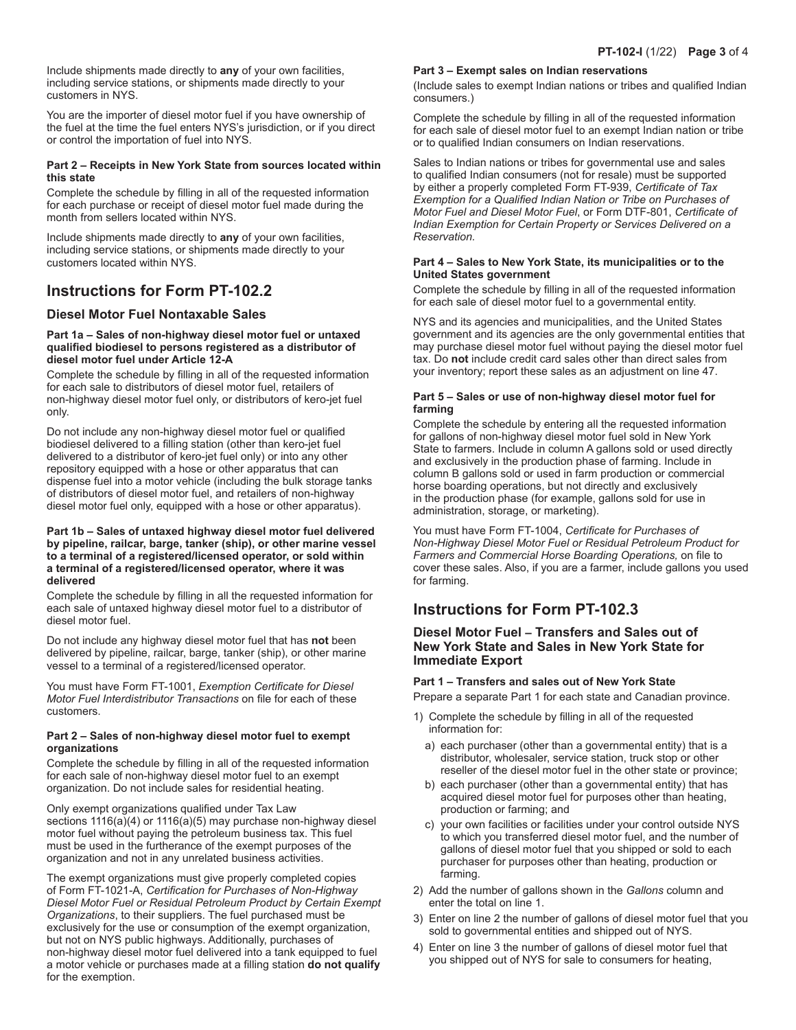Include shipments made directly to **any** of your own facilities, including service stations, or shipments made directly to your customers in NYS.

You are the importer of diesel motor fuel if you have ownership of the fuel at the time the fuel enters NYS's jurisdiction, or if you direct or control the importation of fuel into NYS.

#### Part 2 – Receipts in New York State from sources located within this state

Complete the schedule by filling in all of the requested information for each purchase or receipt of diesel motor fuel made during the month from sellers located within NYS.

Include shipments made directly to **any** of your own facilities, including service stations, or shipments made directly to your customers located within NYS.

## Instructions for Form PT-102.2

### Diesel Motor Fuel Nontaxable Sales

#### Part 1a – Sales of non-highway diesel motor fuel or untaxed qualified biodiesel to persons registered as a distributor of diesel motor fuel under Article 12-A

Complete the schedule by filling in all of the requested information for each sale to distributors of diesel motor fuel, retailers of non-highway diesel motor fuel only, or distributors of kero-jet fuel only.

Do not include any non-highway diesel motor fuel or qualified biodiesel delivered to a filling station (other than kero-jet fuel delivered to a distributor of kero-jet fuel only) or into any other repository equipped with a hose or other apparatus that can dispense fuel into a motor vehicle (including the bulk storage tanks of distributors of diesel motor fuel, and retailers of non-highway diesel motor fuel only, equipped with a hose or other apparatus).

#### Part 1b – Sales of untaxed highway diesel motor fuel delivered by pipeline, railcar, barge, tanker (ship), or other marine vessel to a terminal of a registered/licensed operator, or sold within a terminal of a registered/licensed operator, where it was delivered

Complete the schedule by filling in all the requested information for each sale of untaxed highway diesel motor fuel to a distributor of diesel motor fuel.

Do not include any highway diesel motor fuel that has **not** been delivered by pipeline, railcar, barge, tanker (ship), or other marine vessel to a terminal of a registered/licensed operator.

You must have Form FT-1001, *Exemption Certificate for Diesel Motor Fuel Interdistributor Transactions* on file for each of these customers.

#### Part 2 – Sales of non-highway diesel motor fuel to exempt organizations

Complete the schedule by filling in all of the requested information for each sale of non-highway diesel motor fuel to an exempt organization. Do not include sales for residential heating.

Only exempt organizations qualified under Tax Law sections 1116(a)(4) or 1116(a)(5) may purchase non-highway diesel motor fuel without paying the petroleum business tax. This fuel must be used in the furtherance of the exempt purposes of the organization and not in any unrelated business activities.

The exempt organizations must give properly completed copies of Form FT-1021-A, *Certification for Purchases of Non-Highway Diesel Motor Fuel or Residual Petroleum Product by Certain Exempt Organizations*, to their suppliers. The fuel purchased must be exclusively for the use or consumption of the exempt organization, but not on NYS public highways. Additionally, purchases of non-highway diesel motor fuel delivered into a tank equipped to fuel a motor vehicle or purchases made at a filling station **do not qualify** for the exemption.

#### Part 3 – Exempt sales on Indian reservations

(Include sales to exempt Indian nations or tribes and qualified Indian consumers.)

Complete the schedule by filling in all of the requested information for each sale of diesel motor fuel to an exempt Indian nation or tribe or to qualified Indian consumers on Indian reservations.

Sales to Indian nations or tribes for governmental use and sales to qualified Indian consumers (not for resale) must be supported by either a properly completed Form FT-939, *Certificate of Tax Exemption for a Qualified Indian Nation or Tribe on Purchases of Motor Fuel and Diesel Motor Fuel*, or Form DTF-801, *Certificate of Indian Exemption for Certain Property or Services Delivered on a Reservation.*

#### Part 4 – Sales to New York State, its municipalities or to the United States government

Complete the schedule by filling in all of the requested information for each sale of diesel motor fuel to a governmental entity.

NYS and its agencies and municipalities, and the United States government and its agencies are the only governmental entities that may purchase diesel motor fuel without paying the diesel motor fuel tax. Do **not** include credit card sales other than direct sales from your inventory; report these sales as an adjustment on line 47.

#### Part 5 – Sales or use of non-highway diesel motor fuel for farming

Complete the schedule by entering all the requested information for gallons of non-highway diesel motor fuel sold in New York State to farmers. Include in column A gallons sold or used directly and exclusively in the production phase of farming. Include in column B gallons sold or used in farm production or commercial horse boarding operations, but not directly and exclusively in the production phase (for example, gallons sold for use in administration, storage, or marketing).

You must have Form FT-1004, *Certificate for Purchases of Non-Highway Diesel Motor Fuel or Residual Petroleum Product for Farmers and Commercial Horse Boarding Operations,* on file to cover these sales. Also, if you are a farmer, include gallons you used for farming.

## Instructions for Form PT-102.3

### Diesel Motor Fuel – Transfers and Sales out of New York State and Sales in New York State for Immediate Export

#### Part 1 – Transfers and sales out of New York State

Prepare a separate Part 1 for each state and Canadian province.

1) Complete the schedule by filling in all of the requested information for:
   a) each purchaser (other than a governmental entity) that is a distributor, wholesaler, service station, truck stop or other reseller of the diesel motor fuel in the other state or province;
   b) each purchaser (other than a governmental entity) that has acquired diesel motor fuel for purposes other than heating, production or farming; and
   c) your own facilities or facilities under your control outside NYS to which you transferred diesel motor fuel, and the number of gallons of diesel motor fuel that you shipped or sold to each purchaser for purposes other than heating, production or farming.
2) Add the number of gallons shown in the *Gallons* column and enter the total on line 1.
3) Enter on line 2 the number of gallons of diesel motor fuel that you sold to governmental entities and shipped out of NYS.
4) Enter on line 3 the number of gallons of diesel motor fuel that you shipped out of NYS for sale to consumers for heating,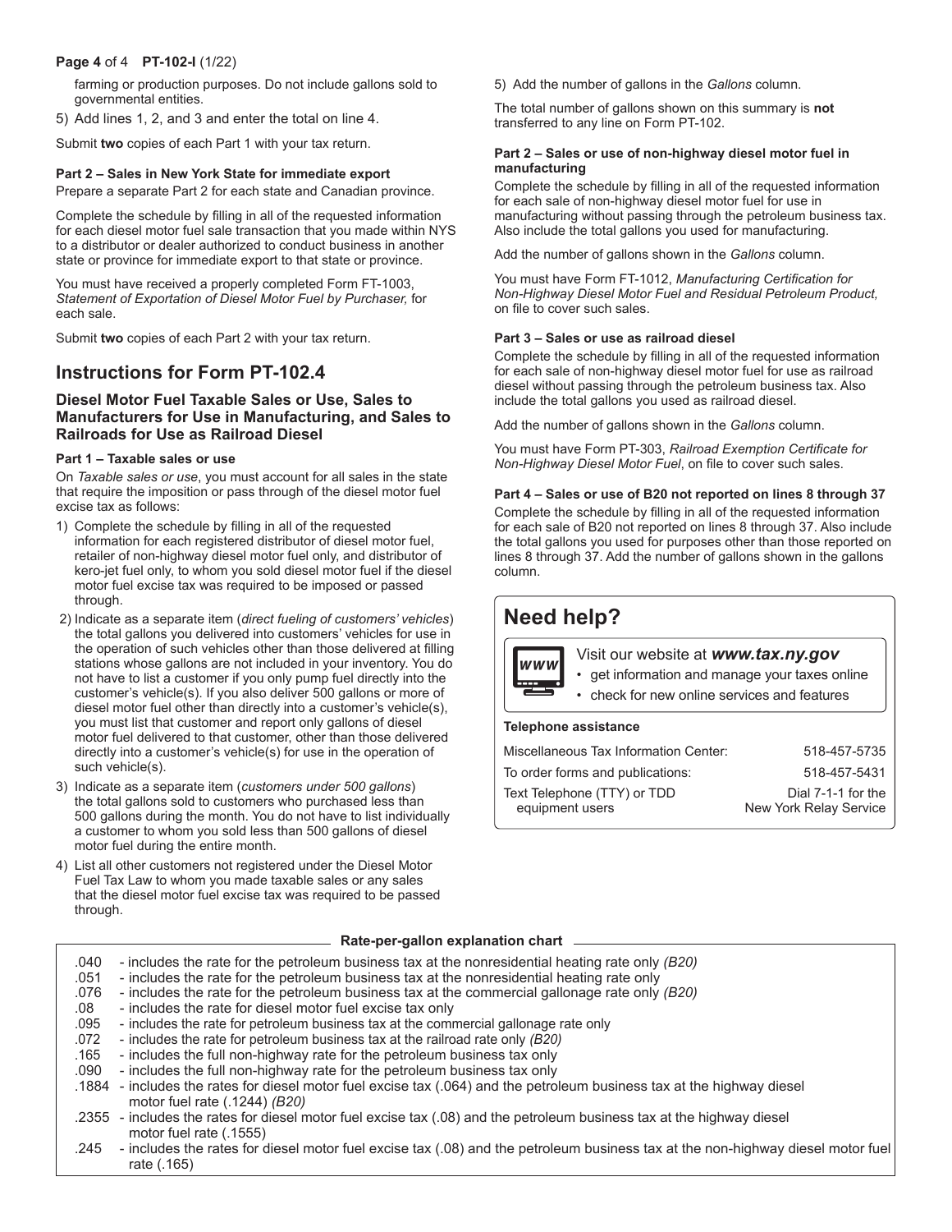farming or production purposes. Do not include gallons sold to governmental entities.

5) Add lines 1, 2, and 3 and enter the total on line 4.

Submit **two** copies of each Part 1 with your tax return.

**Part 2 – Sales in New York State for immediate export**

Prepare a separate Part 2 for each state and Canadian province.

Complete the schedule by filling in all of the requested information for each diesel motor fuel sale transaction that you made within NYS to a distributor or dealer authorized to conduct business in another state or province for immediate export to that state or province.

You must have received a properly completed Form FT-1003, *Statement of Exportation of Diesel Motor Fuel by Purchaser,* for each sale.

Submit **two** copies of each Part 2 with your tax return.

## Instructions for Form PT-102.4

### Diesel Motor Fuel Taxable Sales or Use, Sales to Manufacturers for Use in Manufacturing, and Sales to Railroads for Use as Railroad Diesel

**Part 1 – Taxable sales or use**

On *Taxable sales or use*, you must account for all sales in the state that require the imposition or pass through of the diesel motor fuel excise tax as follows:

1) Complete the schedule by filling in all of the requested information for each registered distributor of diesel motor fuel, retailer of non-highway diesel motor fuel only, and distributor of kero-jet fuel only, to whom you sold diesel motor fuel if the diesel motor fuel excise tax was required to be imposed or passed through.
2) Indicate as a separate item (*direct fueling of customers' vehicles*) the total gallons you delivered into customers' vehicles for use in the operation of such vehicles other than those delivered at filling stations whose gallons are not included in your inventory. You do not have to list a customer if you only pump fuel directly into the customer's vehicle(s). If you also deliver 500 gallons or more of diesel motor fuel other than directly into a customer's vehicle(s), you must list that customer and report only gallons of diesel motor fuel delivered to that customer, other than those delivered directly into a customer's vehicle(s) for use in the operation of such vehicle(s).
3) Indicate as a separate item (*customers under 500 gallons*) the total gallons sold to customers who purchased less than 500 gallons during the month. You do not have to list individually a customer to whom you sold less than 500 gallons of diesel motor fuel during the entire month.
4) List all other customers not registered under the Diesel Motor Fuel Tax Law to whom you made taxable sales or any sales that the diesel motor fuel excise tax was required to be passed through.
5) Add the number of gallons in the *Gallons* column.

The total number of gallons shown on this summary is **not** transferred to any line on Form PT-102.

**Part 2 – Sales or use of non-highway diesel motor fuel in manufacturing**

Complete the schedule by filling in all of the requested information for each sale of non-highway diesel motor fuel for use in manufacturing without passing through the petroleum business tax. Also include the total gallons you used for manufacturing.

Add the number of gallons shown in the *Gallons* column.

You must have Form FT-1012, *Manufacturing Certification for Non-Highway Diesel Motor Fuel and Residual Petroleum Product,* on file to cover such sales.

**Part 3 – Sales or use as railroad diesel**

Complete the schedule by filling in all of the requested information for each sale of non-highway diesel motor fuel for use as railroad diesel without passing through the petroleum business tax. Also include the total gallons you used as railroad diesel.

Add the number of gallons shown in the *Gallons* column.

You must have Form PT-303, *Railroad Exemption Certificate for Non-Highway Diesel Motor Fuel*, on file to cover such sales.

**Part 4 – Sales or use of B20 not reported on lines 8 through 37**

Complete the schedule by filling in all of the requested information for each sale of B20 not reported on lines 8 through 37. Also include the total gallons you used for purposes other than those reported on lines 8 through 37. Add the number of gallons shown in the gallons column.

## Need help?

Visit our website at ***www.tax.ny.gov***

- get information and manage your taxes online
- check for new online services and features

**Telephone assistance**

| | |
|---|---|
| Miscellaneous Tax Information Center: | 518-457-5735 |
| To order forms and publications: | 518-457-5431 |
| Text Telephone (TTY) or TDD equipment users | Dial 7-1-1 for the New York Relay Service |

**Rate-per-gallon explanation chart**

| | |
|---|---|
| .040 | - includes the rate for the petroleum business tax at the nonresidential heating rate only *(B20)* |
| .051 | - includes the rate for the petroleum business tax at the nonresidential heating rate only |
| .076 | - includes the rate for the petroleum business tax at the commercial gallonage rate only *(B20)* |
| .08 | - includes the rate for diesel motor fuel excise tax only |
| .095 | - includes the rate for petroleum business tax at the commercial gallonage rate only |
| .072 | - includes the rate for petroleum business tax at the railroad rate only *(B20)* |
| .165 | - includes the full non-highway rate for the petroleum business tax only |
| .090 | - includes the full non-highway rate for the petroleum business tax only |
| .1884 | - includes the rates for diesel motor fuel excise tax (.064) and the petroleum business tax at the highway diesel motor fuel rate (.1244) *(B20)* |
| .2355 | - includes the rates for diesel motor fuel excise tax (.08) and the petroleum business tax at the highway diesel motor fuel rate (.1555) |
| .245 | - includes the rates for diesel motor fuel excise tax (.08) and the petroleum business tax at the non-highway diesel motor fuel rate (.165) |